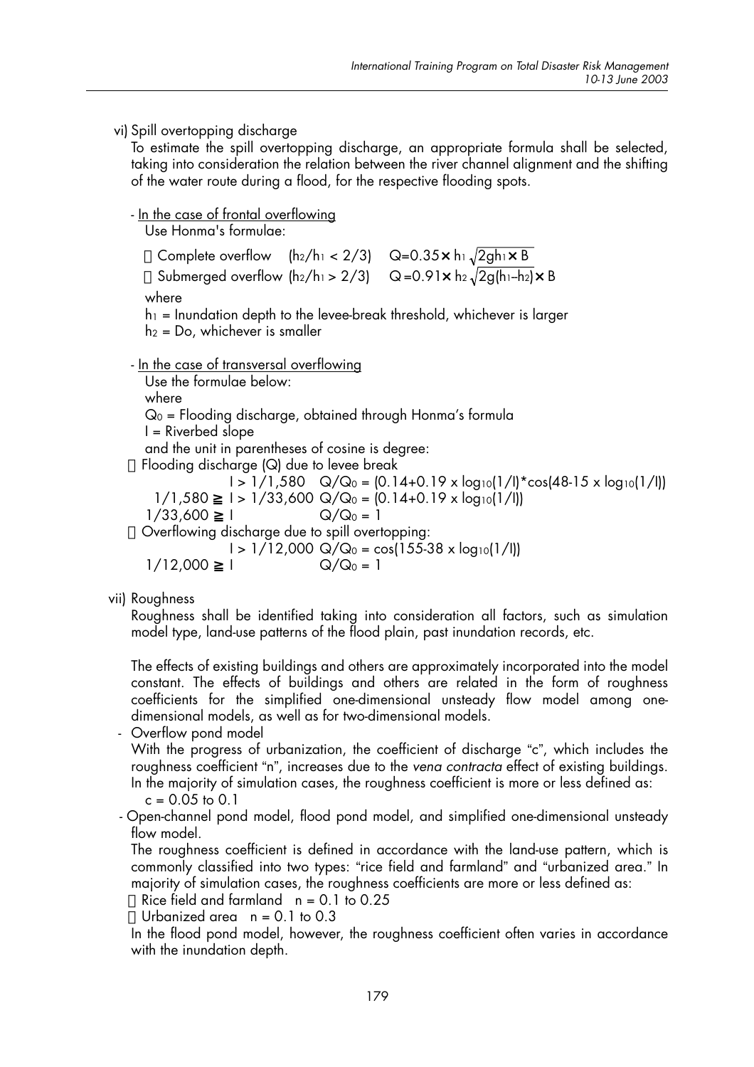vi) Spill overtopping discharge

To estimate the spill overtopping discharge, an appropriate formula shall be selected, taking into consideration the relation between the river channel alignment and the shifting of the water route during a flood, for the respective flooding spots.

- In the case of frontal overflowing

  Use Honma's formulae:

  Complete overflow ($h_2/h_1 < 2/3$) $Q=0.35\times h_1\sqrt{2gh_1}\times B$

  Submerged overflow ($h_2/h_1 > 2/3$) $Q=0.91\times h_2\sqrt{2g(h_1-h_2)}\times B$

  where

  $h_1$ = Inundation depth to the levee-break threshold, whichever is larger

  $h_2$ = Do, whichever is smaller

- In the case of transversal overflowing

  Use the formulae below:

  where

  $Q_0$ = Flooding discharge, obtained through Honma's formula

  I = Riverbed slope

  and the unit in parentheses of cosine is degree:

  Flooding discharge (Q) due to levee break

  $I > 1/1{,}580$ $Q/Q_0 = (0.14+0.19 \times \log_{10}(1/I)*\cos(48-15 \times \log_{10}(1/I))$

  $1/1{,}580 \geqq I > 1/33{,}600$ $Q/Q_0 = (0.14+0.19 \times \log_{10}(1/I))$

  $1/33{,}600 \geqq I$ $Q/Q_0 = 1$

  Overflowing discharge due to spill overtopping:

  $I > 1/12{,}000$ $Q/Q_0 = \cos(155\text{-}38 \times \log_{10}(1/I))$

  $1/12{,}000 \geqq I$ $Q/Q_0 = 1$

vii) Roughness

Roughness shall be identified taking into consideration all factors, such as simulation model type, land-use patterns of the flood plain, past inundation records, etc.

The effects of existing buildings and others are approximately incorporated into the model constant. The effects of buildings and others are related in the form of roughness coefficients for the simplified one-dimensional unsteady flow model among one-dimensional models, as well as for two-dimensional models.

- Overflow pond model

  With the progress of urbanization, the coefficient of discharge "c", which includes the roughness coefficient "n", increases due to the *vena contracta* effect of existing buildings. In the majority of simulation cases, the roughness coefficient is more or less defined as:

  c = 0.05 to 0.1

- Open-channel pond model, flood pond model, and simplified one-dimensional unsteady flow model.

  The roughness coefficient is defined in accordance with the land-use pattern, which is commonly classified into two types: "rice field and farmland" and "urbanized area." In majority of simulation cases, the roughness coefficients are more or less defined as:

  Rice field and farmland n = 0.1 to 0.25

  Urbanized area n = 0.1 to 0.3

  In the flood pond model, however, the roughness coefficient often varies in accordance with the inundation depth.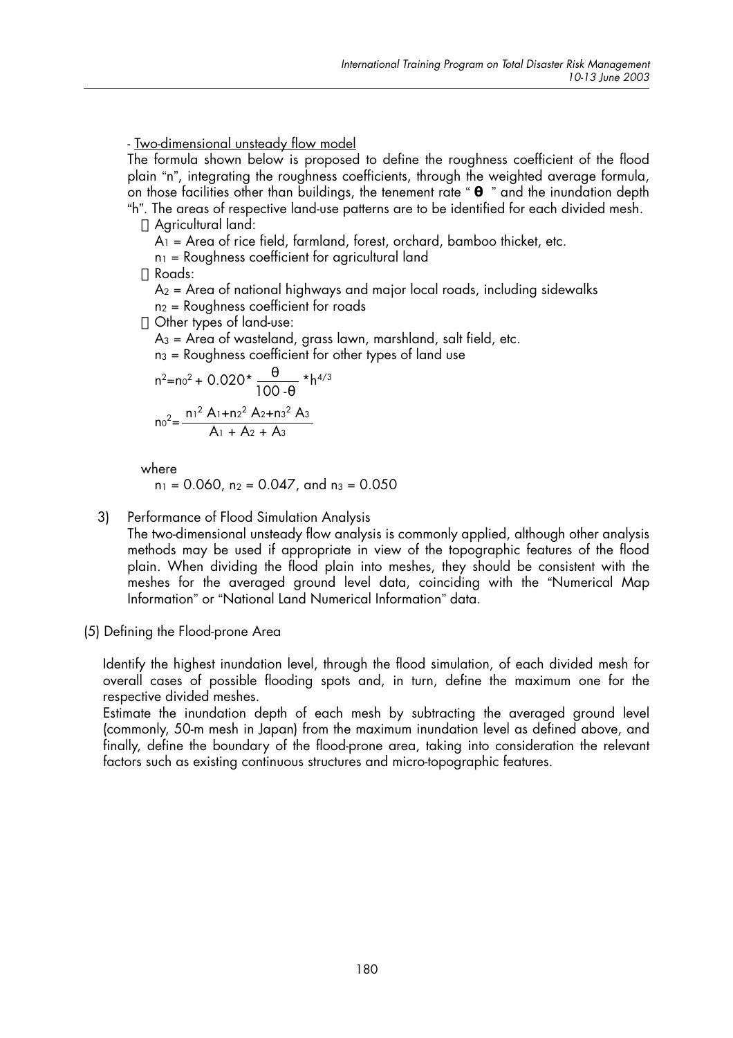- <u>Two-dimensional unsteady flow model</u>

The formula shown below is proposed to define the roughness coefficient of the flood plain "n", integrating the roughness coefficients, through the weighted average formula, on those facilities other than buildings, the tenement rate "**θ**" and the inundation depth "h". The areas of respective land-use patterns are to be identified for each divided mesh.

- Agricultural land:
  - $A_1$ = Area of rice field, farmland, forest, orchard, bamboo thicket, etc.
  - $n_1$ = Roughness coefficient for agricultural land
- Roads:
  - $A_2$ = Area of national highways and major local roads, including sidewalks
  - $n_2$ = Roughness coefficient for roads
- Other types of land-use:
  - $A_3$ = Area of wasteland, grass lawn, marshland, salt field, etc.
  - $n_3$ = Roughness coefficient for other types of land use

$$n^2 = n_0^2 + 0.020 * \frac{\theta}{100 - \theta} * h^{4/3}$$

$$n_0^2 = \frac{n_1^2 A_1 + n_2^2 A_2 + n_3^2 A_3}{A_1 + A_2 + A_3}$$

where

$n_1 = 0.060$, $n_2 = 0.047$, and $n_3 = 0.050$

3) Performance of Flood Simulation Analysis

The two-dimensional unsteady flow analysis is commonly applied, although other analysis methods may be used if appropriate in view of the topographic features of the flood plain. When dividing the flood plain into meshes, they should be consistent with the meshes for the averaged ground level data, coinciding with the "Numerical Map Information" or "National Land Numerical Information" data.

(5) Defining the Flood-prone Area

Identify the highest inundation level, through the flood simulation, of each divided mesh for overall cases of possible flooding spots and, in turn, define the maximum one for the respective divided meshes.

Estimate the inundation depth of each mesh by subtracting the averaged ground level (commonly, 50-m mesh in Japan) from the maximum inundation level as defined above, and finally, define the boundary of the flood-prone area, taking into consideration the relevant factors such as existing continuous structures and micro-topographic features.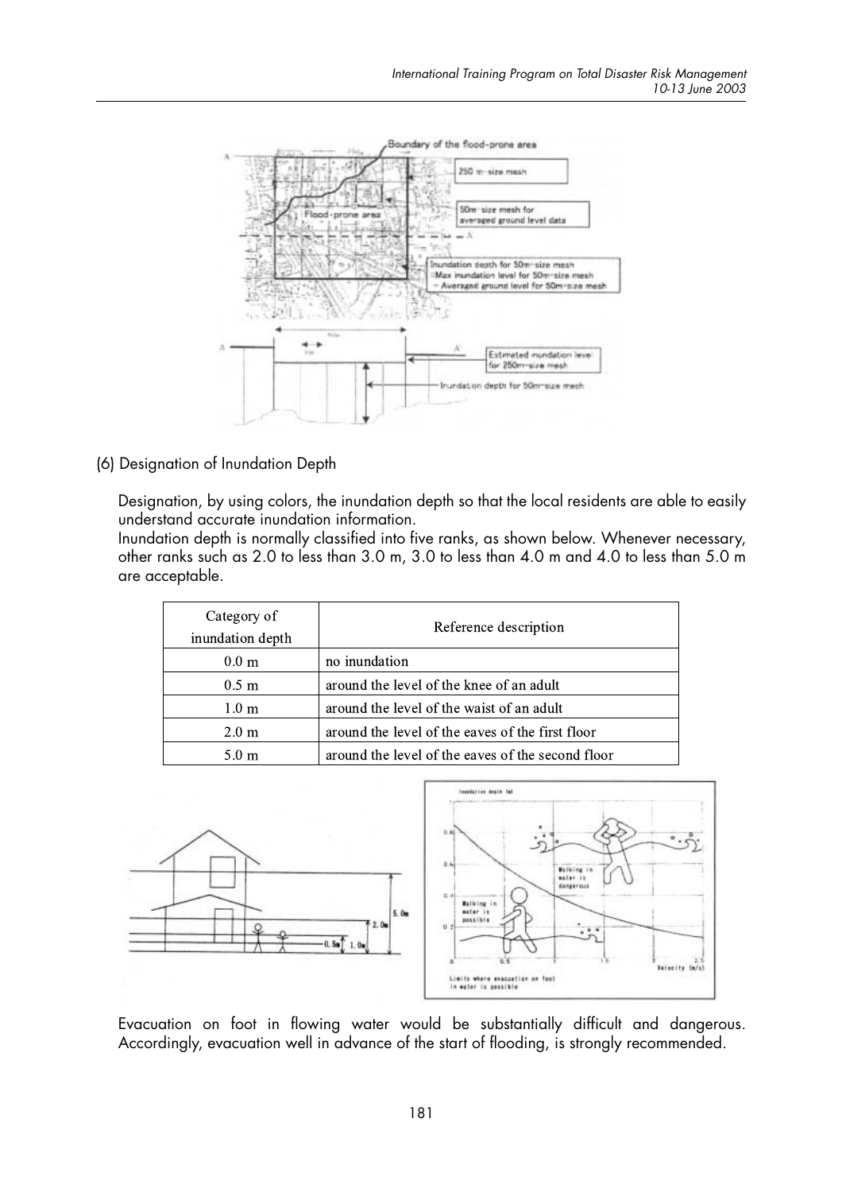(6) Designation of Inundation Depth

Designation, by using colors, the inundation depth so that the local residents are able to easily understand accurate inundation information.

Inundation depth is normally classified into five ranks, as shown below. Whenever necessary, other ranks such as 2.0 to less than 3.0 m, 3.0 to less than 4.0 m and 4.0 to less than 5.0 m are acceptable.

| Category of inundation depth | Reference description |
|---|---|
| 0.0 m | no inundation |
| 0.5 m | around the level of the knee of an adult |
| 1.0 m | around the level of the waist of an adult |
| 2.0 m | around the level of the eaves of the first floor |
| 5.0 m | around the level of the eaves of the second floor |

Evacuation on foot in flowing water would be substantially difficult and dangerous. Accordingly, evacuation well in advance of the start of flooding, is strongly recommended.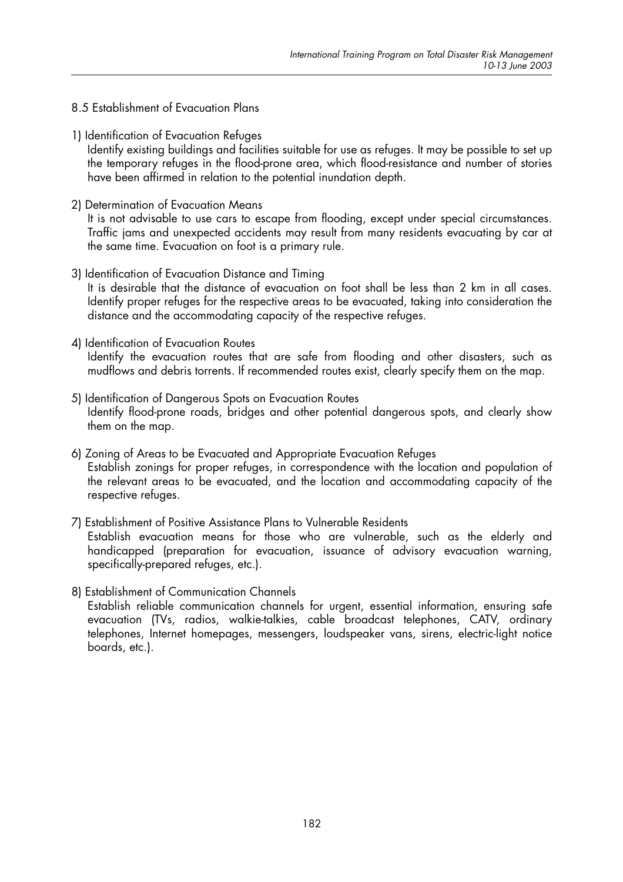## 8.5 Establishment of Evacuation Plans

1) Identification of Evacuation Refuges
   Identify existing buildings and facilities suitable for use as refuges. It may be possible to set up the temporary refuges in the flood-prone area, which flood-resistance and number of stories have been affirmed in relation to the potential inundation depth.

2) Determination of Evacuation Means
   It is not advisable to use cars to escape from flooding, except under special circumstances. Traffic jams and unexpected accidents may result from many residents evacuating by car at the same time. Evacuation on foot is a primary rule.

3) Identification of Evacuation Distance and Timing
   It is desirable that the distance of evacuation on foot shall be less than 2 km in all cases. Identify proper refuges for the respective areas to be evacuated, taking into consideration the distance and the accommodating capacity of the respective refuges.

4) Identification of Evacuation Routes
   Identify the evacuation routes that are safe from flooding and other disasters, such as mudflows and debris torrents. If recommended routes exist, clearly specify them on the map.

5) Identification of Dangerous Spots on Evacuation Routes
   Identify flood-prone roads, bridges and other potential dangerous spots, and clearly show them on the map.

6) Zoning of Areas to be Evacuated and Appropriate Evacuation Refuges
   Establish zonings for proper refuges, in correspondence with the location and population of the relevant areas to be evacuated, and the location and accommodating capacity of the respective refuges.

7) Establishment of Positive Assistance Plans to Vulnerable Residents
   Establish evacuation means for those who are vulnerable, such as the elderly and handicapped (preparation for evacuation, issuance of advisory evacuation warning, specifically-prepared refuges, etc.).

8) Establishment of Communication Channels
   Establish reliable communication channels for urgent, essential information, ensuring safe evacuation (TVs, radios, walkie-talkies, cable broadcast telephones, CATV, ordinary telephones, Internet homepages, messengers, loudspeaker vans, sirens, electric-light notice boards, etc.).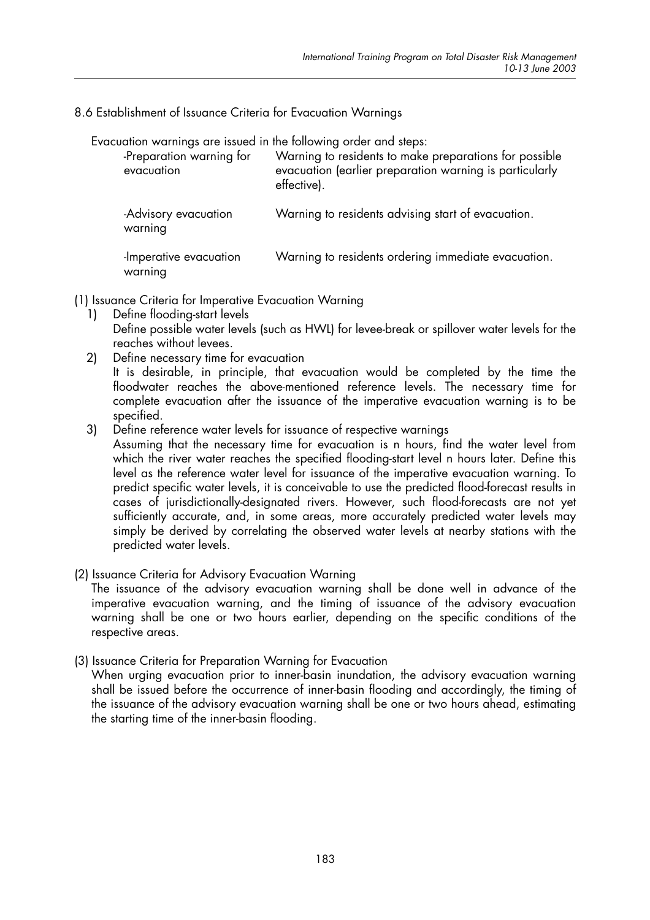## 8.6 Establishment of Issuance Criteria for Evacuation Warnings

Evacuation warnings are issued in the following order and steps:

| | |
|---|---|
| -Preparation warning for evacuation | Warning to residents to make preparations for possible evacuation (earlier preparation warning is particularly effective). |
| -Advisory evacuation warning | Warning to residents advising start of evacuation. |
| -Imperative evacuation warning | Warning to residents ordering immediate evacuation. |

(1) Issuance Criteria for Imperative Evacuation Warning

1) Define flooding-start levels
   Define possible water levels (such as HWL) for levee-break or spillover water levels for the reaches without levees.
2) Define necessary time for evacuation
   It is desirable, in principle, that evacuation would be completed by the time the floodwater reaches the above-mentioned reference levels. The necessary time for complete evacuation after the issuance of the imperative evacuation warning is to be specified.
3) Define reference water levels for issuance of respective warnings
   Assuming that the necessary time for evacuation is n hours, find the water level from which the river water reaches the specified flooding-start level n hours later. Define this level as the reference water level for issuance of the imperative evacuation warning. To predict specific water levels, it is conceivable to use the predicted flood-forecast results in cases of jurisdictionally-designated rivers. However, such flood-forecasts are not yet sufficiently accurate, and, in some areas, more accurately predicted water levels may simply be derived by correlating the observed water levels at nearby stations with the predicted water levels.

(2) Issuance Criteria for Advisory Evacuation Warning

The issuance of the advisory evacuation warning shall be done well in advance of the imperative evacuation warning, and the timing of issuance of the advisory evacuation warning shall be one or two hours earlier, depending on the specific conditions of the respective areas.

(3) Issuance Criteria for Preparation Warning for Evacuation

When urging evacuation prior to inner-basin inundation, the advisory evacuation warning shall be issued before the occurrence of inner-basin flooding and accordingly, the timing of the issuance of the advisory evacuation warning shall be one or two hours ahead, estimating the starting time of the inner-basin flooding.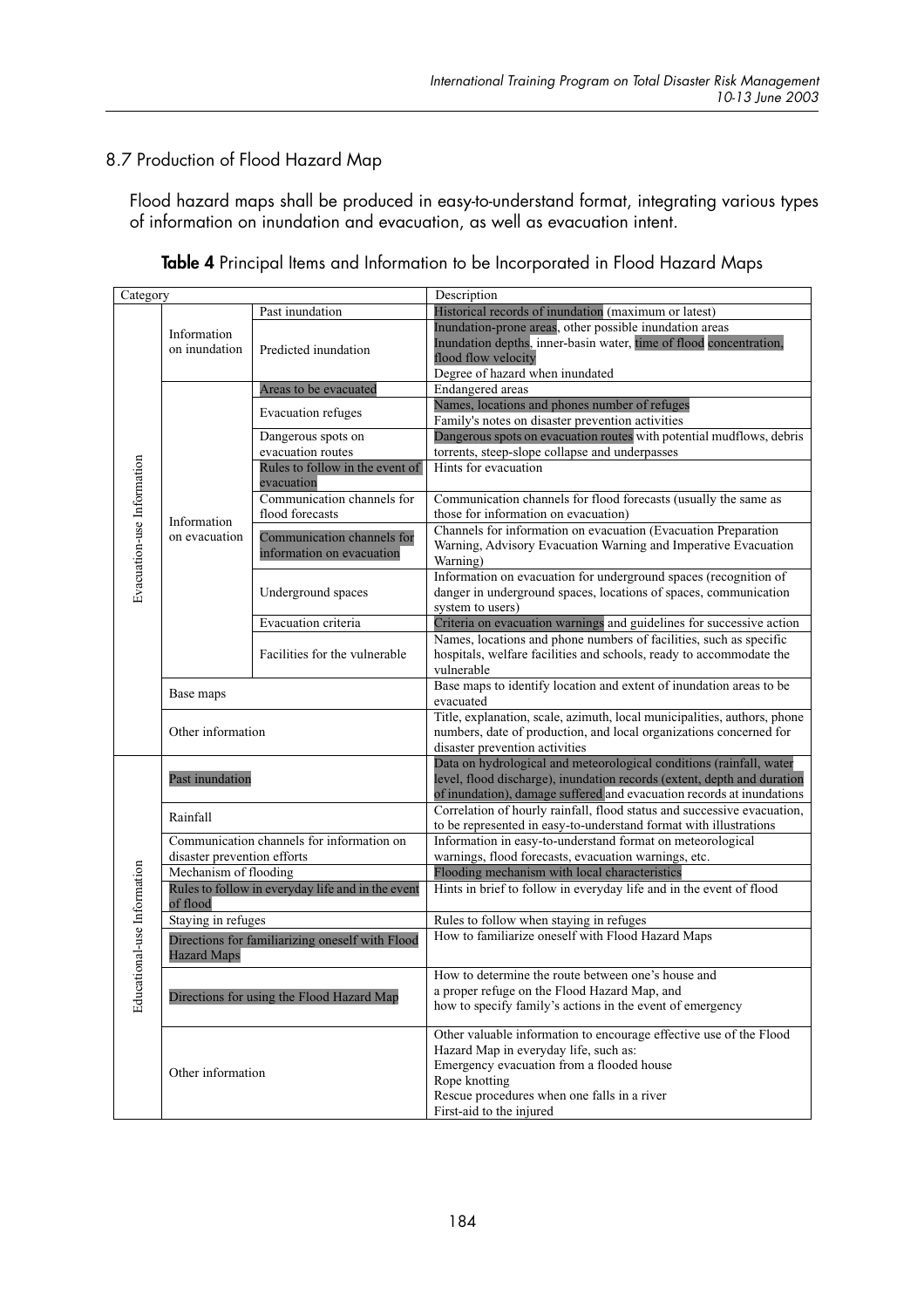## 8.7 Production of Flood Hazard Map

Flood hazard maps shall be produced in easy-to-understand format, integrating various types of information on inundation and evacuation, as well as evacuation intent.

**Table 4** Principal Items and Information to be Incorporated in Flood Hazard Maps

| Category | | | Description |
|---|---|---|---|
| Evacuation-use Information | Information on inundation | Past inundation | Historical records of inundation (maximum or latest) |
| | | Predicted inundation | Inundation-prone areas, other possible inundation areas<br>Inundation depths, inner-basin water, time of flood concentration, flood flow velocity<br>Degree of hazard when inundated |
| | Information on evacuation | Areas to be evacuated | Endangered areas |
| | | Evacuation refuges | Names, locations and phones number of refuges<br>Family's notes on disaster prevention activities |
| | | Dangerous spots on evacuation routes | Dangerous spots on evacuation routes with potential mudflows, debris torrents, steep-slope collapse and underpasses |
| | | Rules to follow in the event of evacuation | Hints for evacuation |
| | | Communication channels for flood forecasts | Communication channels for flood forecasts (usually the same as those for information on evacuation) |
| | | Communication channels for information on evacuation | Channels for information on evacuation (Evacuation Preparation Warning, Advisory Evacuation Warning and Imperative Evacuation Warning) |
| | | Underground spaces | Information on evacuation for underground spaces (recognition of danger in underground spaces, locations of spaces, communication system to users) |
| | | Evacuation criteria | Criteria on evacuation warnings and guidelines for successive action |
| | | Facilities for the vulnerable | Names, locations and phone numbers of facilities, such as specific hospitals, welfare facilities and schools, ready to accommodate the vulnerable |
| | Base maps | | Base maps to identify location and extent of inundation areas to be evacuated |
| | Other information | | Title, explanation, scale, azimuth, local municipalities, authors, phone numbers, date of production, and local organizations concerned for disaster prevention activities |
| Educational-use Information | Past inundation | | Data on hydrological and meteorological conditions (rainfall, water level, flood discharge), inundation records (extent, depth and duration of inundation), damage suffered and evacuation records at inundations |
| | Rainfall | | Correlation of hourly rainfall, flood status and successive evacuation, to be represented in easy-to-understand format with illustrations |
| | Communication channels for information on disaster prevention efforts | | Information in easy-to-understand format on meteorological warnings, flood forecasts, evacuation warnings, etc. |
| | Mechanism of flooding | | Flooding mechanism with local characteristics |
| | Rules to follow in everyday life and in the event of flood | | Hints in brief to follow in everyday life and in the event of flood |
| | Staying in refuges | | Rules to follow when staying in refuges |
| | Directions for familiarizing oneself with Flood Hazard Maps | | How to familiarize oneself with Flood Hazard Maps |
| | Directions for using the Flood Hazard Map | | How to determine the route between one's house and a proper refuge on the Flood Hazard Map, and how to specify family's actions in the event of emergency |
| | Other information | | Other valuable information to encourage effective use of the Flood Hazard Map in everyday life, such as:<br>Emergency evacuation from a flooded house<br>Rope knotting<br>Rescue procedures when one falls in a river<br>First-aid to the injured |